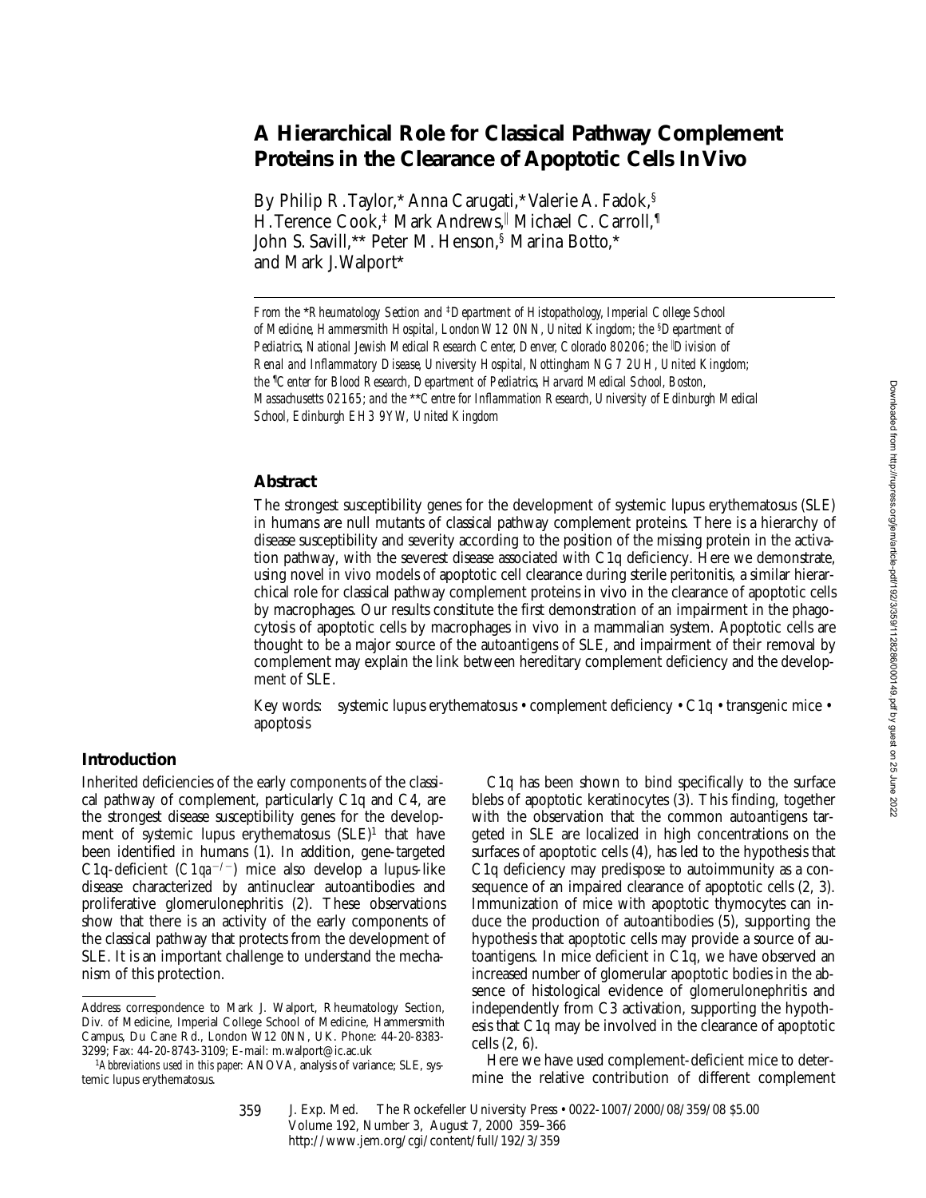# A Hierarchical Role for Classical Pathway Complement Proteins in the Clearance of Apoptotic Cells In Vivo

By Philip R. Taylor,* Anna Carugati,* Valerie A. Fadok,[§] H. Terence Cook,[‡] Mark Andrews,[‖] Michael C. Carroll,[¶] John S. Savill,** Peter M. Henson,[§] Marina Botto,* and Mark J. Walport*

*From the \*Rheumatology Section and [‡]Department of Histopathology, Imperial College School of Medicine, Hammersmith Hospital, London W12 0NN, United Kingdom; the [§]Department of Pediatrics, National Jewish Medical Research Center, Denver, Colorado 80206; the [‖]Division of Renal and Inflammatory Disease, University Hospital, Nottingham NG7 2UH, United Kingdom; the [¶]Center for Blood Research, Department of Pediatrics, Harvard Medical School, Boston, Massachusetts 02165; and the \*\*Centre for Inflammation Research, University of Edinburgh Medical School, Edinburgh EH3 9YW, United Kingdom*

## Abstract

The strongest susceptibility genes for the development of systemic lupus erythematosus (SLE) in humans are null mutants of classical pathway complement proteins. There is a hierarchy of disease susceptibility and severity according to the position of the missing protein in the activation pathway, with the severest disease associated with C1q deficiency. Here we demonstrate, using novel in vivo models of apoptotic cell clearance during sterile peritonitis, a similar hierarchical role for classical pathway complement proteins in vivo in the clearance of apoptotic cells by macrophages. Our results constitute the first demonstration of an impairment in the phagocytosis of apoptotic cells by macrophages in vivo in a mammalian system. Apoptotic cells are thought to be a major source of the autoantigens of SLE, and impairment of their removal by complement may explain the link between hereditary complement deficiency and the development of SLE.

Key words: systemic lupus erythematosus • complement deficiency • C1q • transgenic mice • apoptosis

## Introduction

Inherited deficiencies of the early components of the classical pathway of complement, particularly C1q and C4, are the strongest disease susceptibility genes for the development of systemic lupus erythematosus (SLE)[1] that have been identified in humans (1). In addition, gene-targeted C1q-deficient (*C1qa*$^{-/-}$) mice also develop a lupus-like disease characterized by antinuclear autoantibodies and proliferative glomerulonephritis (2). These observations show that there is an activity of the early components of the classical pathway that protects from the development of SLE. It is an important challenge to understand the mechanism of this protection.

C1q has been shown to bind specifically to the surface blebs of apoptotic keratinocytes (3). This finding, together with the observation that the common autoantigens targeted in SLE are localized in high concentrations on the surfaces of apoptotic cells (4), has led to the hypothesis that C1q deficiency may predispose to autoimmunity as a consequence of an impaired clearance of apoptotic cells (2, 3). Immunization of mice with apoptotic thymocytes can induce the production of autoantibodies (5), supporting the hypothesis that apoptotic cells may provide a source of autoantigens. In mice deficient in C1q, we have observed an increased number of glomerular apoptotic bodies in the absence of histological evidence of glomerulonephritis and independently from C3 activation, supporting the hypothesis that C1q may be involved in the clearance of apoptotic cells (2, 6).

Here we have used complement-deficient mice to determine the relative contribution of different complement

---

Address correspondence to Mark J. Walport, Rheumatology Section, Div. of Medicine, Imperial College School of Medicine, Hammersmith Campus, Du Cane Rd., London W12 0NN, UK. Phone: 44-20-8383-3299; Fax: 44-20-8743-3109; E-mail: m.walport@ic.ac.uk

[1]*Abbreviations used in this paper:* ANOVA, analysis of variance; SLE, systemic lupus erythematosus.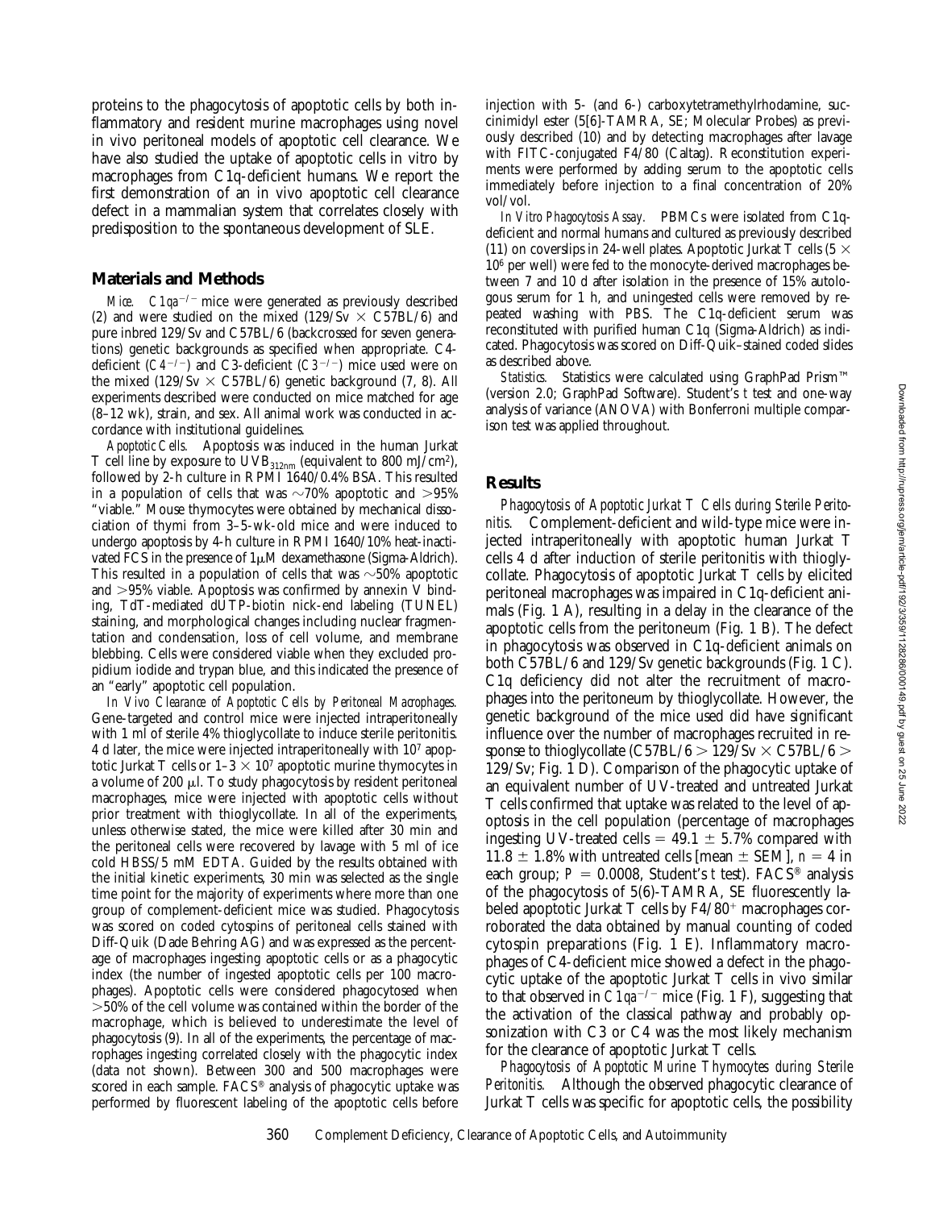proteins to the phagocytosis of apoptotic cells by both inflammatory and resident murine macrophages using novel in vivo peritoneal models of apoptotic cell clearance. We have also studied the uptake of apoptotic cells in vitro by macrophages from C1q-deficient humans. We report the first demonstration of an in vivo apoptotic cell clearance defect in a mammalian system that correlates closely with predisposition to the spontaneous development of SLE.

## Materials and Methods

*Mice.* $C1qa^{-/-}$ mice were generated as previously described (2) and were studied on the mixed (129/Sv × C57BL/6) and pure inbred 129/Sv and C57BL/6 (backcrossed for seven generations) genetic backgrounds as specified when appropriate. C4-deficient ($C4^{-/-}$) and C3-deficient ($C3^{-/-}$) mice used were on the mixed (129/Sv × C57BL/6) genetic background (7, 8). All experiments described were conducted on mice matched for age (8–12 wk), strain, and sex. All animal work was conducted in accordance with institutional guidelines.

*Apoptotic Cells.* Apoptosis was induced in the human Jurkat T cell line by exposure to $UVB_{312nm}$ (equivalent to 800 mJ/cm$^2$), followed by 2-h culture in RPMI 1640/0.4% BSA. This resulted in a population of cells that was ~70% apoptotic and >95% "viable." Mouse thymocytes were obtained by mechanical dissociation of thymi from 3–5-wk-old mice and were induced to undergo apoptosis by 4-h culture in RPMI 1640/10% heat-inactivated FCS in the presence of 1μM dexamethasone (Sigma-Aldrich). This resulted in a population of cells that was ~50% apoptotic and >95% viable. Apoptosis was confirmed by annexin V binding, TdT-mediated dUTP-biotin nick-end labeling (TUNEL) staining, and morphological changes including nuclear fragmentation and condensation, loss of cell volume, and membrane blebbing. Cells were considered viable when they excluded propidium iodide and trypan blue, and this indicated the presence of an "early" apoptotic cell population.

*In Vivo Clearance of Apoptotic Cells by Peritoneal Macrophages.* Gene-targeted and control mice were injected intraperitoneally with 1 ml of sterile 4% thioglycollate to induce sterile peritonitis. 4 d later, the mice were injected intraperitoneally with $10^7$ apoptotic Jurkat T cells or 1–3 × $10^7$ apoptotic murine thymocytes in a volume of 200 μl. To study phagocytosis by resident peritoneal macrophages, mice were injected with apoptotic cells without prior treatment with thioglycollate. In all of the experiments, unless otherwise stated, the mice were killed after 30 min and the peritoneal cells were recovered by lavage with 5 ml of ice cold HBSS/5 mM EDTA. Guided by the results obtained with the initial kinetic experiments, 30 min was selected as the single time point for the majority of experiments where more than one group of complement-deficient mice was studied. Phagocytosis was scored on coded cytospins of peritoneal cells stained with Diff-Quik (Dade Behring AG) and was expressed as the percentage of macrophages ingesting apoptotic cells or as a phagocytic index (the number of ingested apoptotic cells per 100 macrophages). Apoptotic cells were considered phagocytosed when >50% of the cell volume was contained within the border of the macrophage, which is believed to underestimate the level of phagocytosis (9). In all of the experiments, the percentage of macrophages ingesting correlated closely with the phagocytic index (data not shown). Between 300 and 500 macrophages were scored in each sample. FACS® analysis of phagocytic uptake was performed by fluorescent labeling of the apoptotic cells before injection with 5- (and 6-) carboxytetramethylrhodamine, succinimidyl ester (5[6]-TAMRA, SE; Molecular Probes) as previously described (10) and by detecting macrophages after lavage with FITC-conjugated F4/80 (Caltag). Reconstitution experiments were performed by adding serum to the apoptotic cells immediately before injection to a final concentration of 20% vol/vol.

*In Vitro Phagocytosis Assay.* PBMCs were isolated from C1q-deficient and normal humans and cultured as previously described (11) on coverslips in 24-well plates. Apoptotic Jurkat T cells (5 × $10^6$ per well) were fed to the monocyte-derived macrophages between 7 and 10 d after isolation in the presence of 15% autologous serum for 1 h, and uningested cells were removed by repeated washing with PBS. The C1q-deficient serum was reconstituted with purified human C1q (Sigma-Aldrich) as indicated. Phagocytosis was scored on Diff-Quik–stained coded slides as described above.

*Statistics.* Statistics were calculated using GraphPad Prism™ (version 2.0; GraphPad Software). Student's *t* test and one-way analysis of variance (ANOVA) with Bonferroni multiple comparison test was applied throughout.

## Results

*Phagocytosis of Apoptotic Jurkat T Cells during Sterile Peritonitis.* Complement-deficient and wild-type mice were injected intraperitoneally with apoptotic human Jurkat T cells 4 d after induction of sterile peritonitis with thioglycollate. Phagocytosis of apoptotic Jurkat T cells by elicited peritoneal macrophages was impaired in C1q-deficient animals (Fig. 1 A), resulting in a delay in the clearance of the apoptotic cells from the peritoneum (Fig. 1 B). The defect in phagocytosis was observed in C1q-deficient animals on both C57BL/6 and 129/Sv genetic backgrounds (Fig. 1 C). C1q deficiency did not alter the recruitment of macrophages into the peritoneum by thioglycollate. However, the genetic background of the mice used did have significant influence over the number of macrophages recruited in response to thioglycollate (C57BL/6 > 129/Sv × C57BL/6 > 129/Sv; Fig. 1 D). Comparison of the phagocytic uptake of an equivalent number of UV-treated and untreated Jurkat T cells confirmed that uptake was related to the level of apoptosis in the cell population (percentage of macrophages ingesting UV-treated cells = 49.1 ± 5.7% compared with 11.8 ± 1.8% with untreated cells [mean ± SEM], $n = 4$ in each group; $P = 0.0008$, Student's *t* test). FACS® analysis of the phagocytosis of 5(6)-TAMRA, SE fluorescently labeled apoptotic Jurkat T cells by F4/80$^+$ macrophages corroborated the data obtained by manual counting of coded cytospin preparations (Fig. 1 E). Inflammatory macrophages of C4-deficient mice showed a defect in the phagocytic uptake of the apoptotic Jurkat T cells in vivo similar to that observed in $C1qa^{-/-}$ mice (Fig. 1 F), suggesting that the activation of the classical pathway and probably opsonization with C3 or C4 was the most likely mechanism for the clearance of apoptotic Jurkat T cells.

*Phagocytosis of Apoptotic Murine Thymocytes during Sterile Peritonitis.* Although the observed phagocytic clearance of Jurkat T cells was specific for apoptotic cells, the possibility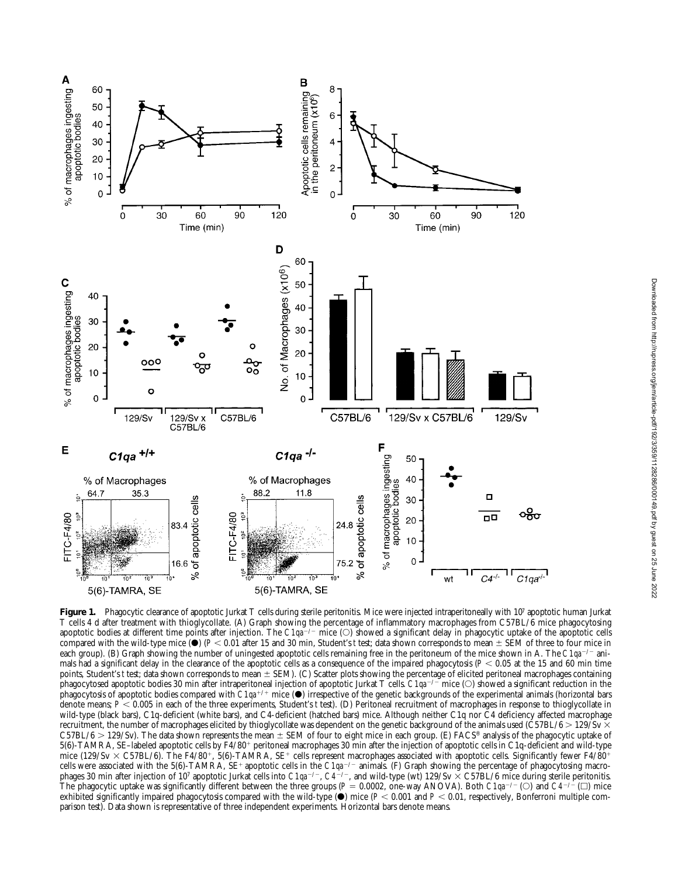**Figure 1.** Phagocytic clearance of apoptotic Jurkat T cells during sterile peritonitis. Mice were injected intraperitoneally with $10^7$ apoptotic human Jurkat T cells 4 d after treatment with thioglycollate. (A) Graph showing the percentage of inflammatory macrophages from C57BL/6 mice phagocytosing apoptotic bodies at different time points after injection. The *C1qa*$^{-/-}$ mice (○) showed a significant delay in phagocytic uptake of the apoptotic cells compared with the wild-type mice (●) ($P < 0.01$ after 15 and 30 min, Student's *t* test; data shown corresponds to mean ± SEM of three to four mice in each group). (B) Graph showing the number of uningested apoptotic cells remaining free in the peritoneum of the mice shown in A. The *C1qa*$^{-/-}$ animals had a significant delay in the clearance of the apoptotic cells as a consequence of the impaired phagocytosis ($P < 0.05$ at the 15 and 60 min time points, Student's *t* test; data shown corresponds to mean ± SEM). (C) Scatter plots showing the percentage of elicited peritoneal macrophages containing phagocytosed apoptotic bodies 30 min after intraperitoneal injection of apoptotic Jurkat T cells. *C1qa*$^{-/-}$ mice (○) showed a significant reduction in the phagocytosis of apoptotic bodies compared with *C1qa*$^{+/+}$ mice (●) irrespective of the genetic backgrounds of the experimental animals (horizontal bars denote means; $P < 0.005$ in each of the three experiments, Student's *t* test). (D) Peritoneal recruitment of macrophages in response to thioglycollate in wild-type (black bars), C1q-deficient (white bars), and C4-deficient (hatched bars) mice. Although neither C1q nor C4 deficiency affected macrophage recruitment, the number of macrophages elicited by thioglycollate was dependent on the genetic background of the animals used (C57BL/6 > 129/Sv × C57BL/6 > 129/Sv). The data shown represents the mean ± SEM of four to eight mice in each group. (E) FACS® analysis of the phagocytic uptake of 5(6)-TAMRA, SE–labeled apoptotic cells by F4/80$^+$ peritoneal macrophages 30 min after the injection of apoptotic cells in C1q-deficient and wild-type mice (129/Sv × C57BL/6). The F4/80$^+$, 5(6)-TAMRA, SE$^+$ cells represent macrophages associated with apoptotic cells. Significantly fewer F4/80$^+$ cells were associated with the 5(6)-TAMRA, SE$^+$ apoptotic cells in the *C1qa*$^{-/-}$ animals. (F) Graph showing the percentage of phagocytosing macrophages 30 min after injection of $10^7$ apoptotic Jurkat T cells into *C1qa*$^{-/-}$, *C4*$^{-/-}$, and wild-type (wt) 129/Sv × C57BL/6 mice during sterile peritonitis. The phagocytic uptake was significantly different between the three groups ($P = 0.0002$, one-way ANOVA). Both *C1qa*$^{-/-}$ (○) and *C4*$^{-/-}$ (□) mice exhibited significantly impaired phagocytosis compared with the wild-type (●) mice ($P < 0.001$ and $P < 0.01$, respectively, Bonferroni multiple comparison test). Data shown is representative of three independent experiments. Horizontal bars denote means.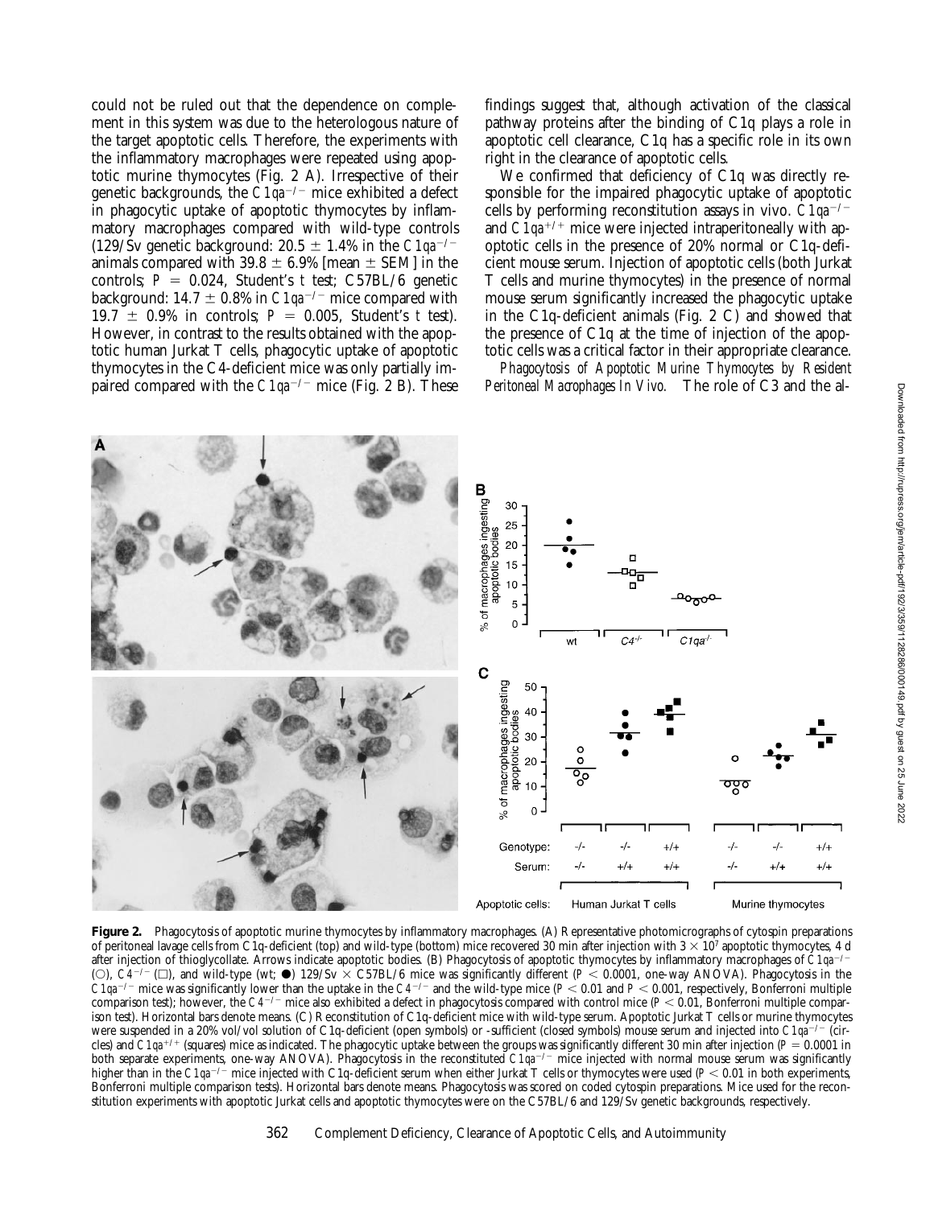could not be ruled out that the dependence on complement in this system was due to the heterologous nature of the target apoptotic cells. Therefore, the experiments with the inflammatory macrophages were repeated using apoptotic murine thymocytes (Fig. 2 A). Irrespective of their genetic backgrounds, the *C1qa*$^{-/-}$ mice exhibited a defect in phagocytic uptake of apoptotic thymocytes by inflammatory macrophages compared with wild-type controls (129/Sv genetic background: 20.5 ± 1.4% in the *C1qa*$^{-/-}$ animals compared with 39.8 ± 6.9% [mean ± SEM] in the controls; $P = 0.024$, Student's *t* test; C57BL/6 genetic background: 14.7 ± 0.8% in *C1qa*$^{-/-}$ mice compared with 19.7 ± 0.9% in controls; $P = 0.005$, Student's *t* test). However, in contrast to the results obtained with the apoptotic human Jurkat T cells, phagocytic uptake of apoptotic thymocytes in the C4-deficient mice was only partially impaired compared with the *C1qa*$^{-/-}$ mice (Fig. 2 B). These findings suggest that, although activation of the classical pathway proteins after the binding of C1q plays a role in apoptotic cell clearance, C1q has a specific role in its own right in the clearance of apoptotic cells.

We confirmed that deficiency of C1q was directly responsible for the impaired phagocytic uptake of apoptotic cells by performing reconstitution assays in vivo. *C1qa*$^{-/-}$ and *C1qa*$^{+/+}$ mice were injected intraperitoneally with apoptotic cells in the presence of 20% normal or C1q-deficient mouse serum. Injection of apoptotic cells (both Jurkat T cells and murine thymocytes) in the presence of normal mouse serum significantly increased the phagocytic uptake in the C1q-deficient animals (Fig. 2 C) and showed that the presence of C1q at the time of injection of the apoptotic cells was a critical factor in their appropriate clearance.

*Phagocytosis of Apoptotic Murine Thymocytes by Resident Peritoneal Macrophages In Vivo.* The role of C3 and the al-

**Figure 2.** Phagocytosis of apoptotic murine thymocytes by inflammatory macrophages. (A) Representative photomicrographs of cytospin preparations of peritoneal lavage cells from C1q-deficient (top) and wild-type (bottom) mice recovered 30 min after injection with $3 \times 10^7$ apoptotic thymocytes, 4 d after injection of thioglycollate. Arrows indicate apoptotic bodies. (B) Phagocytosis of apoptotic thymocytes by inflammatory macrophages of *C1qa*$^{-/-}$ (○), *C4*$^{-/-}$ (□), and wild-type (wt; ●) 129/Sv × C57BL/6 mice was significantly different ($P < 0.0001$, one-way ANOVA). Phagocytosis in the *C1qa*$^{-/-}$ mice was significantly lower than the uptake in the *C4*$^{-/-}$ and the wild-type mice ($P < 0.01$ and $P < 0.001$, respectively, Bonferroni multiple comparison test); however, the *C4*$^{-/-}$ mice also exhibited a defect in phagocytosis compared with control mice ($P < 0.01$, Bonferroni multiple comparison test). Horizontal bars denote means. (C) Reconstitution of C1q-deficient mice with wild-type serum. Apoptotic Jurkat T cells or murine thymocytes were suspended in a 20% vol/vol solution of C1q-deficient (open symbols) or -sufficient (closed symbols) mouse serum and injected into *C1qa*$^{-/-}$ (circles) and *C1qa*$^{+/+}$ (squares) mice as indicated. The phagocytic uptake between the groups was significantly different 30 min after injection ($P = 0.0001$ in both separate experiments, one-way ANOVA). Phagocytosis in the reconstituted *C1qa*$^{-/-}$ mice injected with normal mouse serum was significantly higher than in the *C1qa*$^{-/-}$ mice injected with C1q-deficient serum when either Jurkat T cells or thymocytes were used ($P < 0.01$ in both experiments, Bonferroni multiple comparison tests). Horizontal bars denote means. Phagocytosis was scored on coded cytospin preparations. Mice used for the reconstitution experiments with apoptotic Jurkat cells and apoptotic thymocytes were on the C57BL/6 and 129/Sv genetic backgrounds, respectively.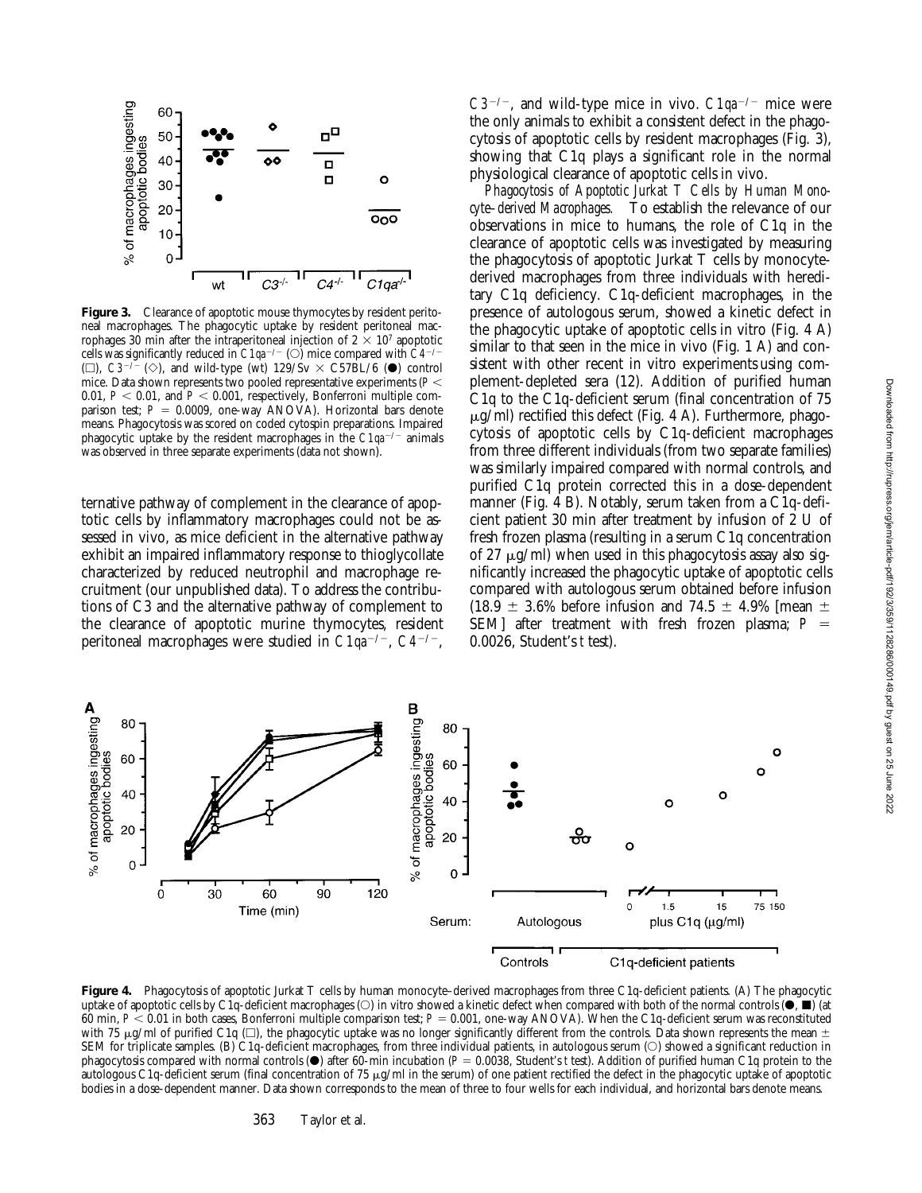**Figure 3.** Clearance of apoptotic mouse thymocytes by resident peritoneal macrophages. The phagocytic uptake by resident peritoneal macrophages 30 min after the intraperitoneal injection of $2 \times 10^7$ apoptotic cells was significantly reduced in *C1qa*$^{-/-}$ (○) mice compared with *C4*$^{-/-}$ (□), *C3*$^{-/-}$ (◇), and wild-type (wt) 129/Sv × C57BL/6 (●) control mice. Data shown represents two pooled representative experiments ($P < 0.01$, $P < 0.01$, and $P < 0.001$, respectively, Bonferroni multiple comparison test; $P = 0.0009$, one-way ANOVA). Horizontal bars denote means. Phagocytosis was scored on coded cytospin preparations. Impaired phagocytic uptake by the resident macrophages in the *C1qa*$^{-/-}$ animals was observed in three separate experiments (data not shown).

ternative pathway of complement in the clearance of apoptotic cells by inflammatory macrophages could not be assessed in vivo, as mice deficient in the alternative pathway exhibit an impaired inflammatory response to thioglycollate characterized by reduced neutrophil and macrophage recruitment (our unpublished data). To address the contributions of C3 and the alternative pathway of complement to the clearance of apoptotic murine thymocytes, resident peritoneal macrophages were studied in *C1qa*$^{-/-}$, *C4*$^{-/-}$, *C3*$^{-/-}$, and wild-type mice in vivo. *C1qa*$^{-/-}$ mice were the only animals to exhibit a consistent defect in the phagocytosis of apoptotic cells by resident macrophages (Fig. 3), showing that C1q plays a significant role in the normal physiological clearance of apoptotic cells in vivo.

*Phagocytosis of Apoptotic Jurkat T Cells by Human Monocyte–derived Macrophages.* To establish the relevance of our observations in mice to humans, the role of C1q in the clearance of apoptotic cells was investigated by measuring the phagocytosis of apoptotic Jurkat T cells by monocyte-derived macrophages from three individuals with hereditary C1q deficiency. C1q-deficient macrophages, in the presence of autologous serum, showed a kinetic defect in the phagocytic uptake of apoptotic cells in vitro (Fig. 4 A) similar to that seen in the mice in vivo (Fig. 1 A) and consistent with other recent in vitro experiments using complement-depleted sera (12). Addition of purified human C1q to the C1q-deficient serum (final concentration of 75 μg/ml) rectified this defect (Fig. 4 A). Furthermore, phagocytosis of apoptotic cells by C1q-deficient macrophages from three different individuals (from two separate families) was similarly impaired compared with normal controls, and purified C1q protein corrected this in a dose-dependent manner (Fig. 4 B). Notably, serum taken from a C1q-deficient patient 30 min after treatment by infusion of 2 U of fresh frozen plasma (resulting in a serum C1q concentration of 27 μg/ml) when used in this phagocytosis assay also significantly increased the phagocytic uptake of apoptotic cells compared with autologous serum obtained before infusion (18.9 ± 3.6% before infusion and 74.5 ± 4.9% [mean ± SEM] after treatment with fresh frozen plasma; $P = 0.0026$, Student's *t* test).

**Figure 4.** Phagocytosis of apoptotic Jurkat T cells by human monocyte–derived macrophages from three C1q-deficient patients. (A) The phagocytic uptake of apoptotic cells by C1q-deficient macrophages (○) in vitro showed a kinetic defect when compared with both of the normal controls (●, ■) (at 60 min, $P < 0.01$ in both cases, Bonferroni multiple comparison test; $P = 0.001$, one-way ANOVA). When the C1q-deficient serum was reconstituted with 75 μg/ml of purified C1q (□), the phagocytic uptake was no longer significantly different from the controls. Data shown represents the mean ± SEM for triplicate samples. (B) C1q-deficient macrophages, from three individual patients, in autologous serum (○) showed a significant reduction in phagocytosis compared with normal controls (●) after 60-min incubation ($P = 0.0038$, Student's *t* test). Addition of purified human C1q protein to the autologous C1q-deficient serum (final concentration of 75 μg/ml in the serum) of one patient rectified the defect in the phagocytic uptake of apoptotic bodies in a dose-dependent manner. Data shown corresponds to the mean of three to four wells for each individual, and horizontal bars denote means.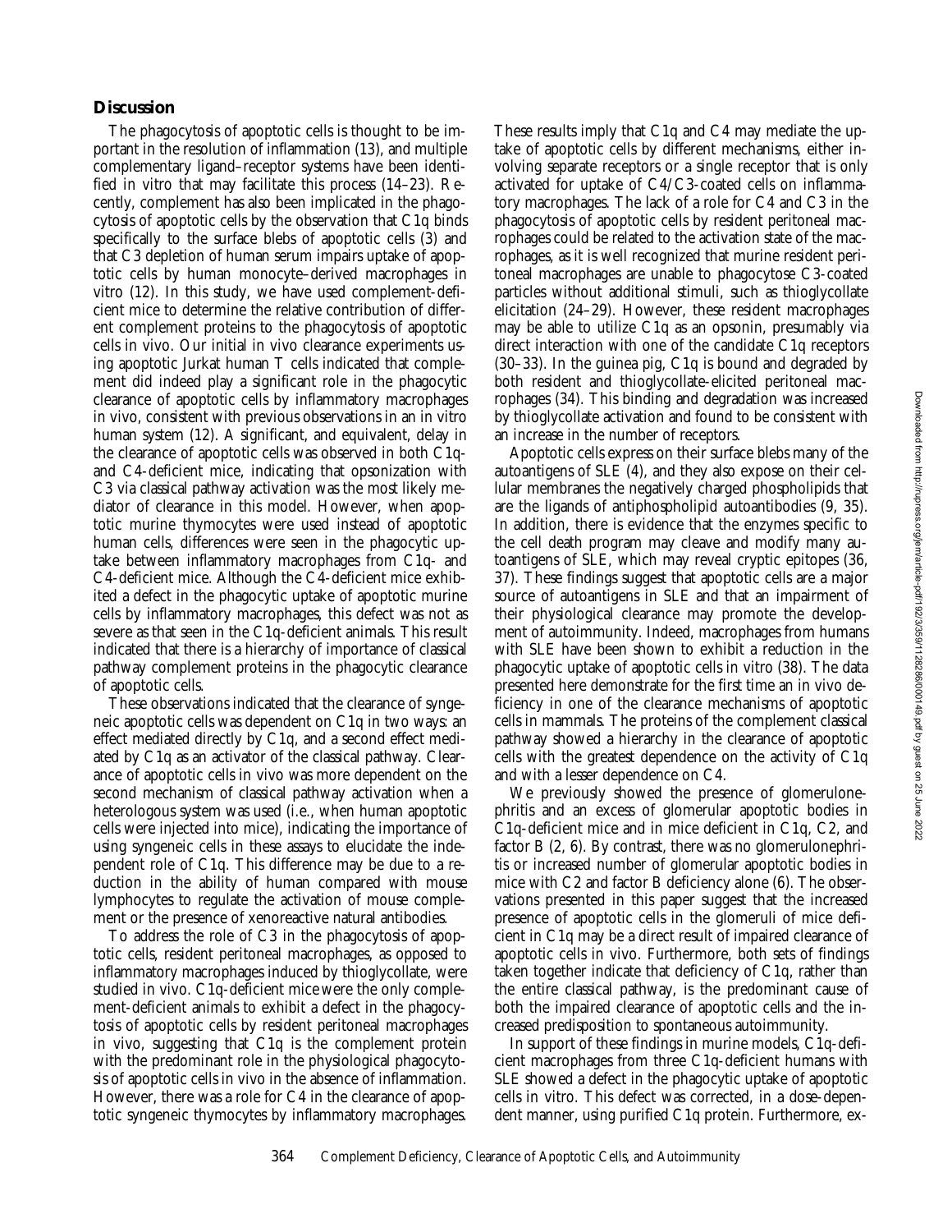## Discussion

The phagocytosis of apoptotic cells is thought to be important in the resolution of inflammation (13), and multiple complementary ligand–receptor systems have been identified in vitro that may facilitate this process (14–23). Recently, complement has also been implicated in the phagocytosis of apoptotic cells by the observation that C1q binds specifically to the surface blebs of apoptotic cells (3) and that C3 depletion of human serum impairs uptake of apoptotic cells by human monocyte–derived macrophages in vitro (12). In this study, we have used complement-deficient mice to determine the relative contribution of different complement proteins to the phagocytosis of apoptotic cells in vivo. Our initial in vivo clearance experiments using apoptotic Jurkat human T cells indicated that complement did indeed play a significant role in the phagocytic clearance of apoptotic cells by inflammatory macrophages in vivo, consistent with previous observations in an in vitro human system (12). A significant, and equivalent, delay in the clearance of apoptotic cells was observed in both C1q- and C4-deficient mice, indicating that opsonization with C3 via classical pathway activation was the most likely mediator of clearance in this model. However, when apoptotic murine thymocytes were used instead of apoptotic human cells, differences were seen in the phagocytic uptake between inflammatory macrophages from C1q- and C4-deficient mice. Although the C4-deficient mice exhibited a defect in the phagocytic uptake of apoptotic murine cells by inflammatory macrophages, this defect was not as severe as that seen in the C1q-deficient animals. This result indicated that there is a hierarchy of importance of classical pathway complement proteins in the phagocytic clearance of apoptotic cells.

These observations indicated that the clearance of syngeneic apoptotic cells was dependent on C1q in two ways: an effect mediated directly by C1q, and a second effect mediated by C1q as an activator of the classical pathway. Clearance of apoptotic cells in vivo was more dependent on the second mechanism of classical pathway activation when a heterologous system was used (i.e., when human apoptotic cells were injected into mice), indicating the importance of using syngeneic cells in these assays to elucidate the independent role of C1q. This difference may be due to a reduction in the ability of human compared with mouse lymphocytes to regulate the activation of mouse complement or the presence of xenoreactive natural antibodies.

To address the role of C3 in the phagocytosis of apoptotic cells, resident peritoneal macrophages, as opposed to inflammatory macrophages induced by thioglycollate, were studied in vivo. C1q-deficient mice were the only complement-deficient animals to exhibit a defect in the phagocytosis of apoptotic cells by resident peritoneal macrophages in vivo, suggesting that C1q is the complement protein with the predominant role in the physiological phagocytosis of apoptotic cells in vivo in the absence of inflammation. However, there was a role for C4 in the clearance of apoptotic syngeneic thymocytes by inflammatory macrophages. These results imply that C1q and C4 may mediate the uptake of apoptotic cells by different mechanisms, either involving separate receptors or a single receptor that is only activated for uptake of C4/C3-coated cells on inflammatory macrophages. The lack of a role for C4 and C3 in the phagocytosis of apoptotic cells by resident peritoneal macrophages could be related to the activation state of the macrophages, as it is well recognized that murine resident peritoneal macrophages are unable to phagocytose C3-coated particles without additional stimuli, such as thioglycollate elicitation (24–29). However, these resident macrophages may be able to utilize C1q as an opsonin, presumably via direct interaction with one of the candidate C1q receptors (30–33). In the guinea pig, C1q is bound and degraded by both resident and thioglycollate-elicited peritoneal macrophages (34). This binding and degradation was increased by thioglycollate activation and found to be consistent with an increase in the number of receptors.

Apoptotic cells express on their surface blebs many of the autoantigens of SLE (4), and they also expose on their cellular membranes the negatively charged phospholipids that are the ligands of antiphospholipid autoantibodies (9, 35). In addition, there is evidence that the enzymes specific to the cell death program may cleave and modify many autoantigens of SLE, which may reveal cryptic epitopes (36, 37). These findings suggest that apoptotic cells are a major source of autoantigens in SLE and that an impairment of their physiological clearance may promote the development of autoimmunity. Indeed, macrophages from humans with SLE have been shown to exhibit a reduction in the phagocytic uptake of apoptotic cells in vitro (38). The data presented here demonstrate for the first time an in vivo deficiency in one of the clearance mechanisms of apoptotic cells in mammals. The proteins of the complement classical pathway showed a hierarchy in the clearance of apoptotic cells with the greatest dependence on the activity of C1q and with a lesser dependence on C4.

We previously showed the presence of glomerulonephritis and an excess of glomerular apoptotic bodies in C1q-deficient mice and in mice deficient in C1q, C2, and factor B (2, 6). By contrast, there was no glomerulonephritis or increased number of glomerular apoptotic bodies in mice with C2 and factor B deficiency alone (6). The observations presented in this paper suggest that the increased presence of apoptotic cells in the glomeruli of mice deficient in C1q may be a direct result of impaired clearance of apoptotic cells in vivo. Furthermore, both sets of findings taken together indicate that deficiency of C1q, rather than the entire classical pathway, is the predominant cause of both the impaired clearance of apoptotic cells and the increased predisposition to spontaneous autoimmunity.

In support of these findings in murine models, C1q-deficient macrophages from three C1q-deficient humans with SLE showed a defect in the phagocytic uptake of apoptotic cells in vitro. This defect was corrected, in a dose-dependent manner, using purified C1q protein. Furthermore, ex-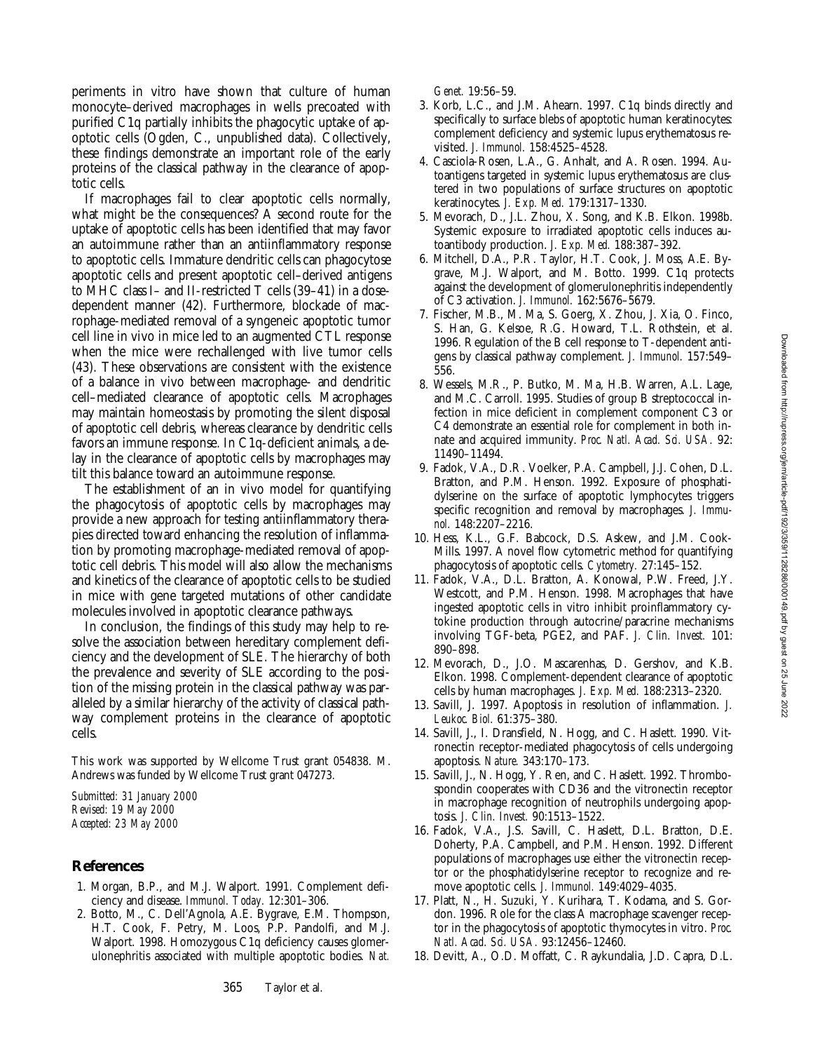periments in vitro have shown that culture of human monocyte–derived macrophages in wells precoated with purified C1q partially inhibits the phagocytic uptake of apoptotic cells (Ogden, C., unpublished data). Collectively, these findings demonstrate an important role of the early proteins of the classical pathway in the clearance of apoptotic cells.

If macrophages fail to clear apoptotic cells normally, what might be the consequences? A second route for the uptake of apoptotic cells has been identified that may favor an autoimmune rather than an antiinflammatory response to apoptotic cells. Immature dendritic cells can phagocytose apoptotic cells and present apoptotic cell–derived antigens to MHC class I– and II-restricted T cells (39–41) in a dose-dependent manner (42). Furthermore, blockade of macrophage-mediated removal of a syngeneic apoptotic tumor cell line in vivo in mice led to an augmented CTL response when the mice were rechallenged with live tumor cells (43). These observations are consistent with the existence of a balance in vivo between macrophage- and dendritic cell–mediated clearance of apoptotic cells. Macrophages may maintain homeostasis by promoting the silent disposal of apoptotic cell debris, whereas clearance by dendritic cells favors an immune response. In C1q-deficient animals, a delay in the clearance of apoptotic cells by macrophages may tilt this balance toward an autoimmune response.

The establishment of an in vivo model for quantifying the phagocytosis of apoptotic cells by macrophages may provide a new approach for testing antiinflammatory therapies directed toward enhancing the resolution of inflammation by promoting macrophage-mediated removal of apoptotic cell debris. This model will also allow the mechanisms and kinetics of the clearance of apoptotic cells to be studied in mice with gene targeted mutations of other candidate molecules involved in apoptotic clearance pathways.

In conclusion, the findings of this study may help to resolve the association between hereditary complement deficiency and the development of SLE. The hierarchy of both the prevalence and severity of SLE according to the position of the missing protein in the classical pathway was paralleled by a similar hierarchy of the activity of classical pathway complement proteins in the clearance of apoptotic cells.

This work was supported by Wellcome Trust grant 054838. M. Andrews was funded by Wellcome Trust grant 047273.

*Submitted: 31 January 2000*
*Revised: 19 May 2000*
*Accepted: 23 May 2000*

## References

1. Morgan, B.P., and M.J. Walport. 1991. Complement deficiency and disease. *Immunol. Today.* 12:301–306.
2. Botto, M., C. Dell'Agnola, A.E. Bygrave, E.M. Thompson, H.T. Cook, F. Petry, M. Loos, P.P. Pandolfi, and M.J. Walport. 1998. Homozygous C1q deficiency causes glomerulonephritis associated with multiple apoptotic bodies. *Nat. Genet.* 19:56–59.
3. Korb, L.C., and J.M. Ahearn. 1997. C1q binds directly and specifically to surface blebs of apoptotic human keratinocytes: complement deficiency and systemic lupus erythematosus revisited. *J. Immunol.* 158:4525–4528.
4. Casciola-Rosen, L.A., G. Anhalt, and A. Rosen. 1994. Autoantigens targeted in systemic lupus erythematosus are clustered in two populations of surface structures on apoptotic keratinocytes. *J. Exp. Med.* 179:1317–1330.
5. Mevorach, D., J.L. Zhou, X. Song, and K.B. Elkon. 1998b. Systemic exposure to irradiated apoptotic cells induces autoantibody production. *J. Exp. Med.* 188:387–392.
6. Mitchell, D.A., P.R. Taylor, H.T. Cook, J. Moss, A.E. Bygrave, M.J. Walport, and M. Botto. 1999. C1q protects against the development of glomerulonephritis independently of C3 activation. *J. Immunol.* 162:5676–5679.
7. Fischer, M.B., M. Ma, S. Goerg, X. Zhou, J. Xia, O. Finco, S. Han, G. Kelsoe, R.G. Howard, T.L. Rothstein, et al. 1996. Regulation of the B cell response to T-dependent antigens by classical pathway complement. *J. Immunol.* 157:549–556.
8. Wessels, M.R., P. Butko, M. Ma, H.B. Warren, A.L. Lage, and M.C. Carroll. 1995. Studies of group B streptococcal infection in mice deficient in complement component C3 or C4 demonstrate an essential role for complement in both innate and acquired immunity. *Proc. Natl. Acad. Sci. USA.* 92: 11490–11494.
9. Fadok, V.A., D.R. Voelker, P.A. Campbell, J.J. Cohen, D.L. Bratton, and P.M. Henson. 1992. Exposure of phosphatidylserine on the surface of apoptotic lymphocytes triggers specific recognition and removal by macrophages. *J. Immunol.* 148:2207–2216.
10. Hess, K.L., G.F. Babcock, D.S. Askew, and J.M. Cook-Mills. 1997. A novel flow cytometric method for quantifying phagocytosis of apoptotic cells. *Cytometry.* 27:145–152.
11. Fadok, V.A., D.L. Bratton, A. Konowal, P.W. Freed, J.Y. Westcott, and P.M. Henson. 1998. Macrophages that have ingested apoptotic cells in vitro inhibit proinflammatory cytokine production through autocrine/paracrine mechanisms involving TGF-beta, PGE2, and PAF. *J. Clin. Invest.* 101: 890–898.
12. Mevorach, D., J.O. Mascarenhas, D. Gershov, and K.B. Elkon. 1998. Complement-dependent clearance of apoptotic cells by human macrophages. *J. Exp. Med.* 188:2313–2320.
13. Savill, J. 1997. Apoptosis in resolution of inflammation. *J. Leukoc. Biol.* 61:375–380.
14. Savill, J., I. Dransfield, N. Hogg, and C. Haslett. 1990. Vitronectin receptor-mediated phagocytosis of cells undergoing apoptosis. *Nature.* 343:170–173.
15. Savill, J., N. Hogg, Y. Ren, and C. Haslett. 1992. Thrombospondin cooperates with CD36 and the vitronectin receptor in macrophage recognition of neutrophils undergoing apoptosis. *J. Clin. Invest.* 90:1513–1522.
16. Fadok, V.A., J.S. Savill, C. Haslett, D.L. Bratton, D.E. Doherty, P.A. Campbell, and P.M. Henson. 1992. Different populations of macrophages use either the vitronectin receptor or the phosphatidylserine receptor to recognize and remove apoptotic cells. *J. Immunol.* 149:4029–4035.
17. Platt, N., H. Suzuki, Y. Kurihara, T. Kodama, and S. Gordon. 1996. Role for the class A macrophage scavenger receptor in the phagocytosis of apoptotic thymocytes in vitro. *Proc. Natl. Acad. Sci. USA.* 93:12456–12460.
18. Devitt, A., O.D. Moffatt, C. Raykundalia, J.D. Capra, D.L.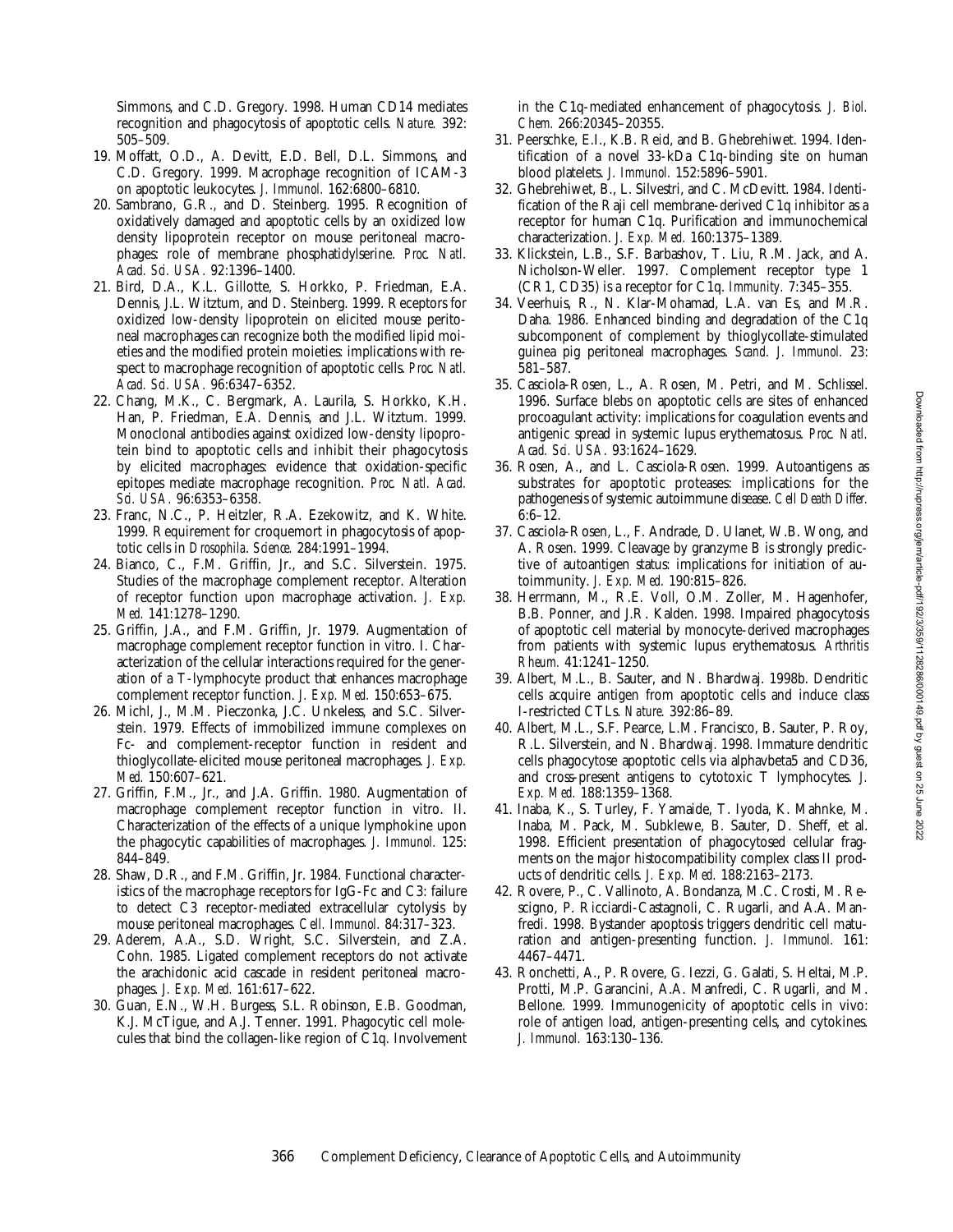Simmons, and C.D. Gregory. 1998. Human CD14 mediates recognition and phagocytosis of apoptotic cells. *Nature.* 392: 505–509.

19. Moffatt, O.D., A. Devitt, E.D. Bell, D.L. Simmons, and C.D. Gregory. 1999. Macrophage recognition of ICAM-3 on apoptotic leukocytes. *J. Immunol.* 162:6800–6810.
20. Sambrano, G.R., and D. Steinberg. 1995. Recognition of oxidatively damaged and apoptotic cells by an oxidized low density lipoprotein receptor on mouse peritoneal macrophages: role of membrane phosphatidylserine. *Proc. Natl. Acad. Sci. USA.* 92:1396–1400.
21. Bird, D.A., K.L. Gillotte, S. Horkko, P. Friedman, E.A. Dennis, J.L. Witztum, and D. Steinberg. 1999. Receptors for oxidized low-density lipoprotein on elicited mouse peritoneal macrophages can recognize both the modified lipid moieties and the modified protein moieties: implications with respect to macrophage recognition of apoptotic cells. *Proc. Natl. Acad. Sci. USA.* 96:6347–6352.
22. Chang, M.K., C. Bergmark, A. Laurila, S. Horkko, K.H. Han, P. Friedman, E.A. Dennis, and J.L. Witztum. 1999. Monoclonal antibodies against oxidized low-density lipoprotein bind to apoptotic cells and inhibit their phagocytosis by elicited macrophages: evidence that oxidation-specific epitopes mediate macrophage recognition. *Proc. Natl. Acad. Sci. USA.* 96:6353–6358.
23. Franc, N.C., P. Heitzler, R.A. Ezekowitz, and K. White. 1999. Requirement for croquemort in phagocytosis of apoptotic cells in *Drosophila*. *Science.* 284:1991–1994.
24. Bianco, C., F.M. Griffin, Jr., and S.C. Silverstein. 1975. Studies of the macrophage complement receptor. Alteration of receptor function upon macrophage activation. *J. Exp. Med.* 141:1278–1290.
25. Griffin, J.A., and F.M. Griffin, Jr. 1979. Augmentation of macrophage complement receptor function in vitro. I. Characterization of the cellular interactions required for the generation of a T-lymphocyte product that enhances macrophage complement receptor function. *J. Exp. Med.* 150:653–675.
26. Michl, J., M.M. Pieczonka, J.C. Unkeless, and S.C. Silverstein. 1979. Effects of immobilized immune complexes on Fc- and complement-receptor function in resident and thioglycollate-elicited mouse peritoneal macrophages. *J. Exp. Med.* 150:607–621.
27. Griffin, F.M., Jr., and J.A. Griffin. 1980. Augmentation of macrophage complement receptor function in vitro. II. Characterization of the effects of a unique lymphokine upon the phagocytic capabilities of macrophages. *J. Immunol.* 125: 844–849.
28. Shaw, D.R., and F.M. Griffin, Jr. 1984. Functional characteristics of the macrophage receptors for IgG-Fc and C3: failure to detect C3 receptor-mediated extracellular cytolysis by mouse peritoneal macrophages. *Cell. Immunol.* 84:317–323.
29. Aderem, A.A., S.D. Wright, S.C. Silverstein, and Z.A. Cohn. 1985. Ligated complement receptors do not activate the arachidonic acid cascade in resident peritoneal macrophages. *J. Exp. Med.* 161:617–622.
30. Guan, E.N., W.H. Burgess, S.L. Robinson, E.B. Goodman, K.J. McTigue, and A.J. Tenner. 1991. Phagocytic cell molecules that bind the collagen-like region of C1q. Involvement in the C1q-mediated enhancement of phagocytosis. *J. Biol. Chem.* 266:20345–20355.
31. Peerschke, E.I., K.B. Reid, and B. Ghebrehiwet. 1994. Identification of a novel 33-kDa C1q-binding site on human blood platelets. *J. Immunol.* 152:5896–5901.
32. Ghebrehiwet, B., L. Silvestri, and C. McDevitt. 1984. Identification of the Raji cell membrane-derived C1q inhibitor as a receptor for human C1q. Purification and immunochemical characterization. *J. Exp. Med.* 160:1375–1389.
33. Klickstein, L.B., S.F. Barbashov, T. Liu, R.M. Jack, and A. Nicholson-Weller. 1997. Complement receptor type 1 (CR1, CD35) is a receptor for C1q. *Immunity.* 7:345–355.
34. Veerhuis, R., N. Klar-Mohamad, L.A. van Es, and M.R. Daha. 1986. Enhanced binding and degradation of the C1q subcomponent of complement by thioglycollate-stimulated guinea pig peritoneal macrophages. *Scand. J. Immunol.* 23: 581–587.
35. Casciola-Rosen, L., A. Rosen, M. Petri, and M. Schlissel. 1996. Surface blebs on apoptotic cells are sites of enhanced procoagulant activity: implications for coagulation events and antigenic spread in systemic lupus erythematosus. *Proc. Natl. Acad. Sci. USA.* 93:1624–1629.
36. Rosen, A., and L. Casciola-Rosen. 1999. Autoantigens as substrates for apoptotic proteases: implications for the pathogenesis of systemic autoimmune disease. *Cell Death Differ.* 6:6–12.
37. Casciola-Rosen, L., F. Andrade, D. Ulanet, W.B. Wong, and A. Rosen. 1999. Cleavage by granzyme B is strongly predictive of autoantigen status: implications for initiation of autoimmunity. *J. Exp. Med.* 190:815–826.
38. Herrmann, M., R.E. Voll, O.M. Zoller, M. Hagenhofer, B.B. Ponner, and J.R. Kalden. 1998. Impaired phagocytosis of apoptotic cell material by monocyte-derived macrophages from patients with systemic lupus erythematosus. *Arthritis Rheum.* 41:1241–1250.
39. Albert, M.L., B. Sauter, and N. Bhardwaj. 1998b. Dendritic cells acquire antigen from apoptotic cells and induce class I-restricted CTLs. *Nature.* 392:86–89.
40. Albert, M.L., S.F. Pearce, L.M. Francisco, B. Sauter, P. Roy, R.L. Silverstein, and N. Bhardwaj. 1998. Immature dendritic cells phagocytose apoptotic cells via alphavbeta5 and CD36, and cross-present antigens to cytotoxic T lymphocytes. *J. Exp. Med.* 188:1359–1368.
41. Inaba, K., S. Turley, F. Yamaide, T. Iyoda, K. Mahnke, M. Inaba, M. Pack, M. Subklewe, B. Sauter, D. Sheff, et al. 1998. Efficient presentation of phagocytosed cellular fragments on the major histocompatibility complex class II products of dendritic cells. *J. Exp. Med.* 188:2163–2173.
42. Rovere, P., C. Vallinoto, A. Bondanza, M.C. Crosti, M. Rescigno, P. Ricciardi-Castagnoli, C. Rugarli, and A.A. Manfredi. 1998. Bystander apoptosis triggers dendritic cell maturation and antigen-presenting function. *J. Immunol.* 161: 4467–4471.
43. Ronchetti, A., P. Rovere, G. Iezzi, G. Galati, S. Heltai, M.P. Protti, M.P. Garancini, A.A. Manfredi, C. Rugarli, and M. Bellone. 1999. Immunogenicity of apoptotic cells in vivo: role of antigen load, antigen-presenting cells, and cytokines. *J. Immunol.* 163:130–136.